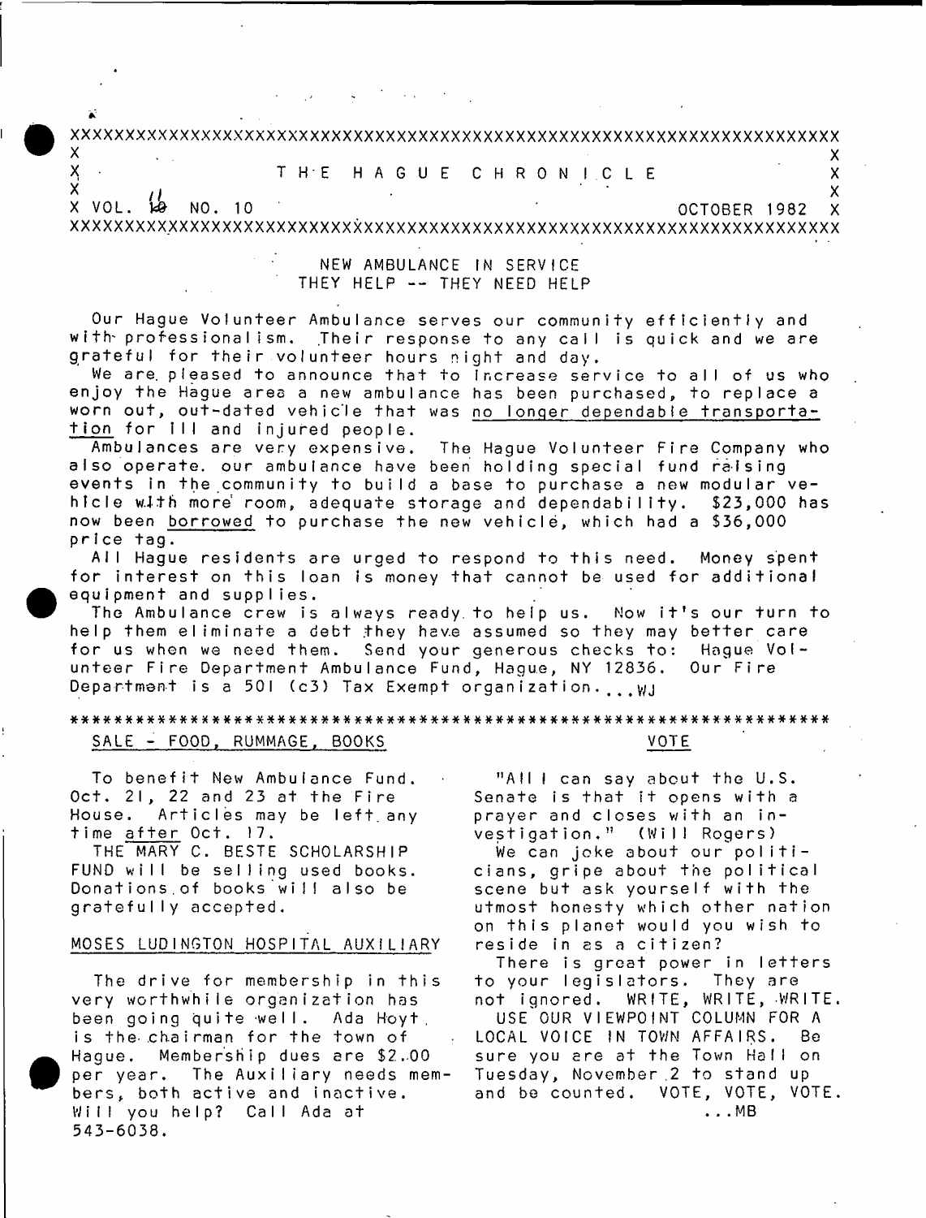# THE HAGUE CHRONICLE

VOL. 10 NO. 10 — OCTOBER 1982

## NEW AMBULANCE IN SERVICE
### THEY HELP -- THEY NEED HELP

Our Hague Volunteer Ambulance serves our community efficiently and with professionalism. Their response to any call is quick and we are grateful for their volunteer hours night and day.

We are pleased to announce that to increase service to all of us who enjoy the Hague area a new ambulance has been purchased, to replace a worn out, out-dated vehicle that was <u>no longer dependable transportation</u> for ill and injured people.

Ambulances are very expensive. The Hague Volunteer Fire Company who also operate our ambulance have been holding special fund raising events in the community to build a base to purchase a new modular vehicle with more room, adequate storage and dependability. $23,000 has now been <u>borrowed</u> to purchase the new vehicle, which had a $36,000 price tag.

All Hague residents are urged to respond to this need. Money spent for interest on this loan is money that cannot be used for additional equipment and supplies.

The Ambulance crew is always ready to help us. Now it's our turn to help them eliminate a debt they have assumed so they may better care for us when we need them. Send your generous checks to: Hague Volunteer Fire Department Ambulance Fund, Hague, NY 12836. Our Fire Department is a 501 (c3) Tax Exempt organization....WJ

---

## SALE - FOOD, RUMMAGE, BOOKS

To benefit New Ambulance Fund. Oct. 21, 22 and 23 at the Fire House. Articles may be left any time <u>after</u> Oct. 17.

THE MARY C. BESTE SCHOLARSHIP FUND will be selling used books. Donations of books will also be gratefully accepted.

## MOSES LUDINGTON HOSPITAL AUXILIARY

The drive for membership in this very worthwhile organization has been going quite well. Ada Hoyt is the chairman for the town of Hague. Membership dues are $2.00 per year. The Auxiliary needs members, both active and inactive. Will you help? Call Ada at 543-6038.

## VOTE

"All I can say about the U.S. Senate is that it opens with a prayer and closes with an investigation." (Will Rogers)

We can joke about our politicians, gripe about the political scene but ask yourself with the utmost honesty which other nation on this planet would you wish to reside in as a citizen?

There is great power in letters to your legislators. They are not ignored. WRITE, WRITE, WRITE.

USE OUR VIEWPOINT COLUMN FOR A LOCAL VOICE IN TOWN AFFAIRS. Be sure you are at the Town Hall on Tuesday, November 2 to stand up and be counted. VOTE, VOTE, VOTE.

...MB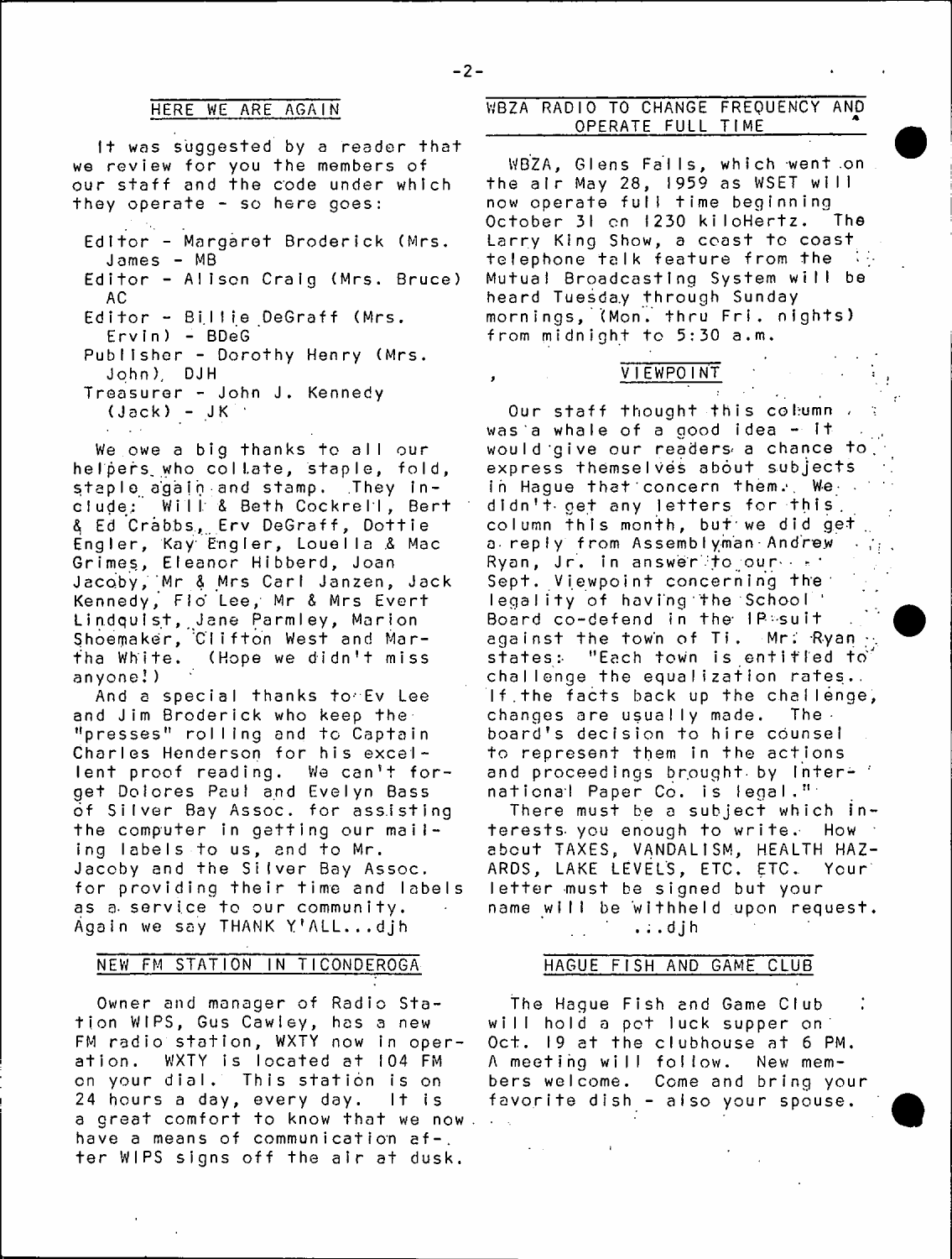## HERE WE ARE AGAIN

It was suggested by a reader that we review for you the members of our staff and the code under which they operate - so here goes:

- Editor - Margaret Broderick (Mrs. James - MB
- Editor - Alison Craig (Mrs. Bruce) AC
- Editor - Billie DeGraff (Mrs. Ervin) - BDeG
- Publisher - Dorothy Henry (Mrs. John), DJH
- Treasurer - John J. Kennedy (Jack) - JK

We owe a big thanks to all our helpers who collate, staple, fold, staple again and stamp. They include: Will & Beth Cockrell, Bert & Ed Crabbs, Erv DeGraff, Dottie Engler, Kay Engler, Louella & Mac Grimes, Eleanor Hibberd, Joan Jacoby, Mr & Mrs Carl Janzen, Jack Kennedy, Flo Lee, Mr & Mrs Evert Lindquist, Jane Parmley, Marion Shoemaker, Clifton West and Martha White. (Hope we didn't miss anyone!)

And a special thanks to Ev Lee and Jim Broderick who keep the "presses" rolling and to Captain Charles Henderson for his excellent proof reading. We can't forget Dolores Paul and Evelyn Bass of Silver Bay Assoc. for assisting the computer in getting our mailing labels to us, and to Mr. Jacoby and the Silver Bay Assoc. for providing their time and labels as a service to our community. Again we say THANK Y'ALL...djh

## NEW FM STATION IN TICONDEROGA

Owner and manager of Radio Station WIPS, Gus Cawley, has a new FM radio station, WXTY now in operation. WXTY is located at 104 FM on your dial. This station is on 24 hours a day, every day. It is a great comfort to know that we now have a means of communication after WIPS signs off the air at dusk.

## WBZA RADIO TO CHANGE FREQUENCY AND OPERATE FULL TIME

WBZA, Glens Falls, which went on the air May 28, 1959 as WSET will now operate full time beginning October 31 on 1230 kiloHertz. The Larry King Show, a coast to coast telephone talk feature from the Mutual Broadcasting System will be heard Tuesday through Sunday mornings, (Mon. thru Fri. nights) from midnight to 5:30 a.m.

## VIEWPOINT

Our staff thought this column was a whale of a good idea - it would give our readers a chance to express themselves about subjects in Hague that concern them. We didn't get any letters for this column this month, but we did get a reply from Assemblyman Andrew Ryan, Jr. in answer to our Sept. Viewpoint concerning the legality of having the School Board co-defend in the IP suit against the town of Ti. Mr. Ryan states: "Each town is entitled to challenge the equalization rates. If the facts back up the challenge, changes are usually made. The board's decision to hire counsel to represent them in the actions and proceedings brought by International Paper Co. is legal."

There must be a subject which interests you enough to write. How about TAXES, VANDALISM, HEALTH HAZARDS, LAKE LEVELS, ETC. ETC. Your letter must be signed but your name will be withheld upon request. ...djh

## HAGUE FISH AND GAME CLUB

The Hague Fish and Game Club will hold a pot luck supper on Oct. 19 at the clubhouse at 6 PM. A meeting will follow. New members welcome. Come and bring your favorite dish - also your spouse.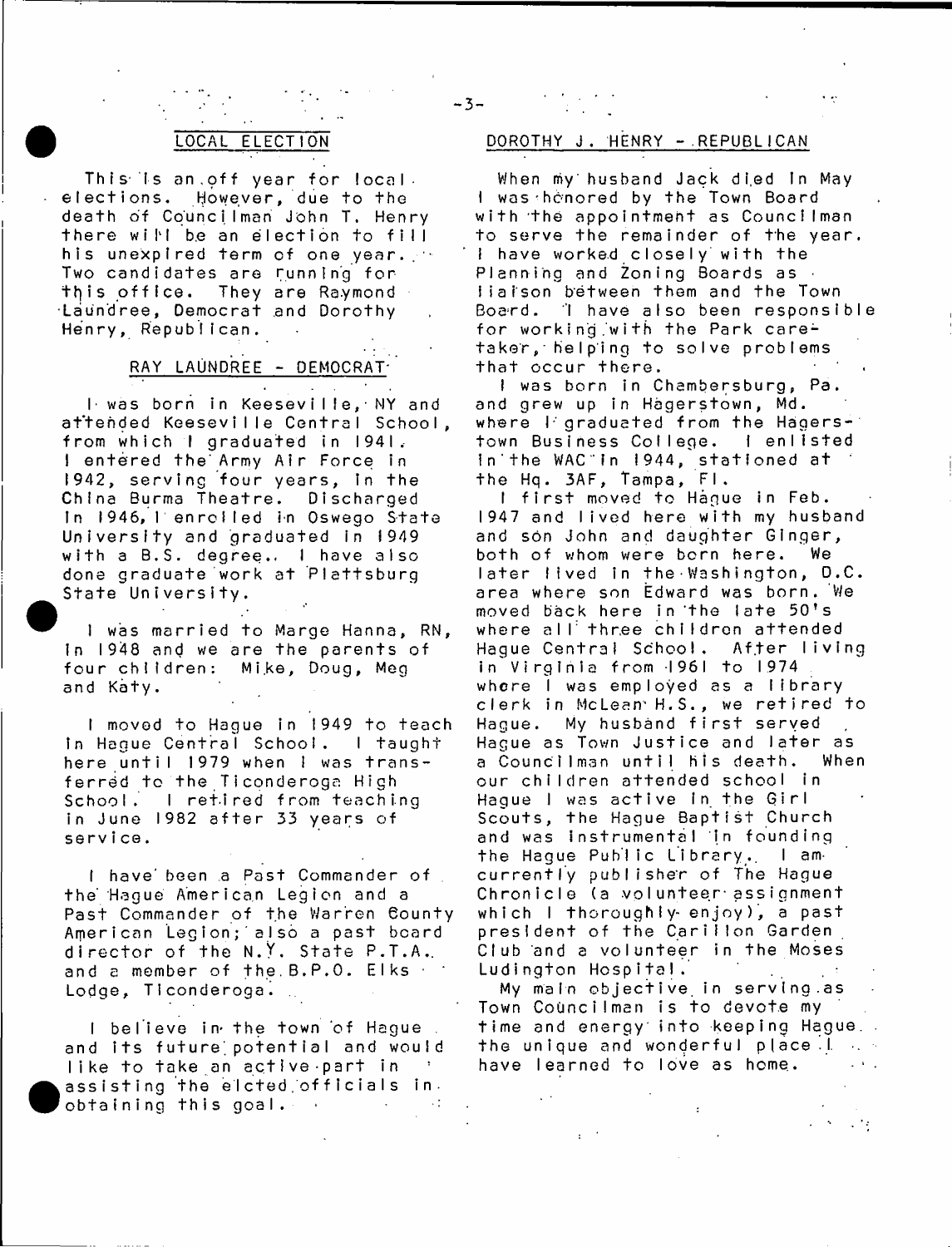## LOCAL ELECTION

This is an off year for local elections. However, due to the death of Councilman John T. Henry there will be an election to fill his unexpired term of one year. Two candidates are running for this office. They are Raymond Laundree, Democrat and Dorothy Henry, Republican.

### RAY LAUNDREE - DEMOCRAT

I was born in Keeseville, NY and attended Keeseville Central School, from which I graduated in 1941. I entered the Army Air Force in 1942, serving four years, in the China Burma Theatre. Discharged in 1946, I enrolled in Oswego State University and graduated in 1949 with a B.S. degree. I have also done graduate work at Plattsburg State University.

I was married to Marge Hanna, RN, in 1948 and we are the parents of four children: Mike, Doug, Meg and Katy.

I moved to Hague in 1949 to teach in Hague Central School. I taught here until 1979 when I was transferred to the Ticonderoga High School. I retired from teaching in June 1982 after 33 years of service.

I have been a Past Commander of the Hague American Legion and a Past Commander of the Warren County American Legion; also a past board director of the N.Y. State P.T.A. and a member of the B.P.O. Elks Lodge, Ticonderoga.

I believe in the town of Hague and its future potential and would like to take an active part in assisting the elcted officials in obtaining this goal.

### DOROTHY J. HENRY - REPUBLICAN

When my husband Jack died in May I was honored by the Town Board with the appointment as Councilman to serve the remainder of the year. I have worked closely with the Planning and Zoning Boards as liaison between them and the Town Board. I have also been responsible for working with the Park caretaker, helping to solve problems that occur there.

I was born in Chambersburg, Pa. and grew up in Hagerstown, Md. where I graduated from the Hagerstown Business College. I enlisted in the WAC in 1944, stationed at the Hq. 3AF, Tampa, Fl.

I first moved to Hague in Feb. 1947 and lived here with my husband and son John and daughter Ginger, both of whom were born here. We later lived in the Washington, D.C. area where son Edward was born. We moved back here in the late 50's where all three children attended Hague Central School. After living in Virginia from 1961 to 1974 where I was employed as a library clerk in McLean H.S., we retired to Hague. My husband first served Hague as Town Justice and later as a Councilman until his death. When our children attended school in Hague I was active in the Girl Scouts, the Hague Baptist Church and was instrumental in founding the Hague Public Library. I am currently publisher of The Hague Chronicle (a volunteer assignment which I thoroughly enjoy), a past president of the Carillon Garden Club and a volunteer in the Moses Ludington Hospital.

My main objective in serving as Town Councilman is to devote my time and energy into keeping Hague the unique and wonderful place I have learned to love as home.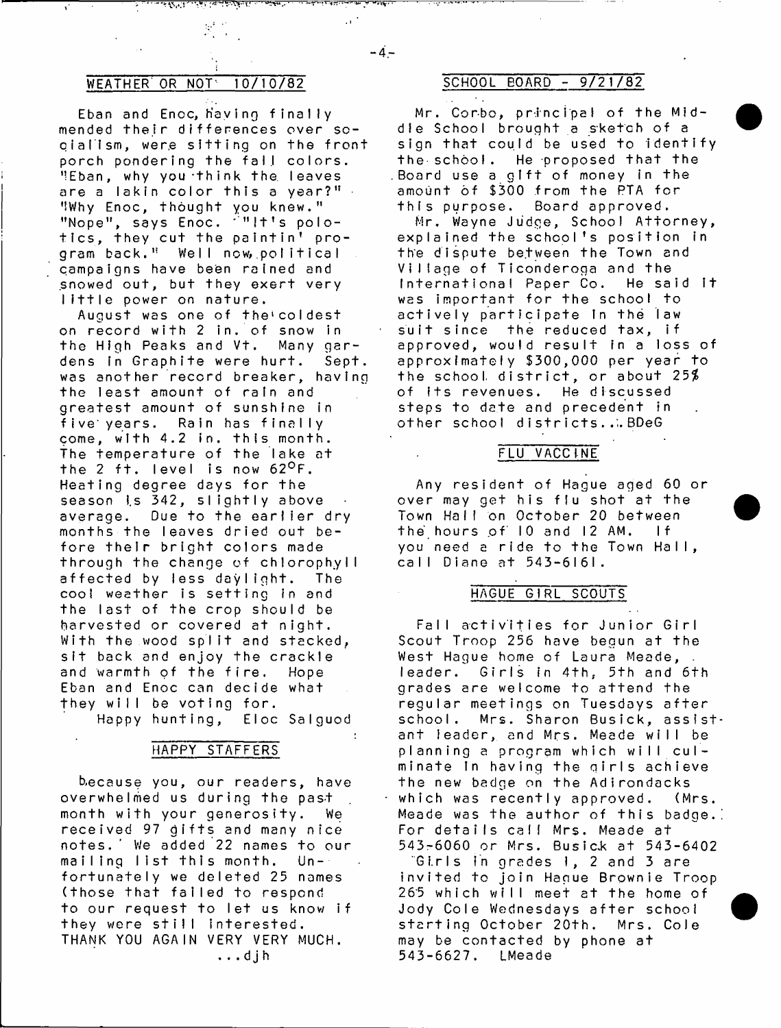## WEATHER OR NOT 10/10/82

Eban and Enoc, having finally mended their differences over socialism, were sitting on the front porch pondering the fall colors. "Eban, why you think the leaves are a lakin color this a year?" "Why Enoc, thought you knew." "Nope", says Enoc. "It's polotics, they cut the paintin' program back." Well now political campaigns have been rained and snowed out, but they exert very little power on nature.

August was one of the coldest on record with 2 in. of snow in the High Peaks and Vt. Many gardens in Graphite were hurt. Sept. was another record breaker, having the least amount of rain and greatest amount of sunshine in five years. Rain has finally come, with 4.2 in. this month. The temperature of the lake at the 2 ft. level is now 62°F. Heating degree days for the season is 342, slightly above average. Due to the earlier dry months the leaves dried out before their bright colors made through the change of chlorophyll affected by less daylight. The cool weather is setting in and the last of the crop should be harvested or covered at night. With the wood split and stacked, sit back and enjoy the crackle and warmth of the fire. Hope Eban and Enoc can decide what they will be voting for.

Happy hunting, Eloc Salguod

## HAPPY STAFFERS

because you, our readers, have overwhelmed us during the past month with your generosity. We received 97 gifts and many nice notes. We added 22 names to our mailing list this month. Unfortunately we deleted 25 names (those that failed to respond to our request to let us know if they were still interested. THANK YOU AGAIN VERY VERY MUCH.

...djh

## SCHOOL BOARD - 9/21/82

Mr. Corbo, principal of the Middle School brought a sketch of a sign that could be used to identify the school. He proposed that the Board use a gift of money in the amount of $300 from the PTA for this purpose. Board approved.

Mr. Wayne Judge, School Attorney, explained the school's position in the dispute between the Town and Village of Ticonderoga and the International Paper Co. He said it was important for the school to actively participate in the law suit since the reduced tax, if approved, would result in a loss of approximately $300,000 per year to the school district, or about 25% of its revenues. He discussed steps to date and precedent in other school districts...BDeG

## FLU VACCINE

Any resident of Hague aged 60 or over may get his flu shot at the Town Hall on October 20 between the hours of 10 and 12 AM. If you need a ride to the Town Hall, call Diane at 543-6161.

## HAGUE GIRL SCOUTS

Fall activities for Junior Girl Scout Troop 256 have begun at the West Hague home of Laura Meade, leader. Girls in 4th, 5th and 6th grades are welcome to attend the regular meetings on Tuesdays after school. Mrs. Sharon Busick, assistant leader, and Mrs. Meade will be planning a program which will culminate in having the girls achieve the new badge on the Adirondacks which was recently approved. (Mrs. Meade was the author of this badge.) For details call Mrs. Meade at 543-6060 or Mrs. Busick at 543-6402

Girls in grades 1, 2 and 3 are invited to join Hague Brownie Troop 265 which will meet at the home of Jody Cole Wednesdays after school starting October 20th. Mrs. Cole may be contacted by phone at 543-6627. LMeade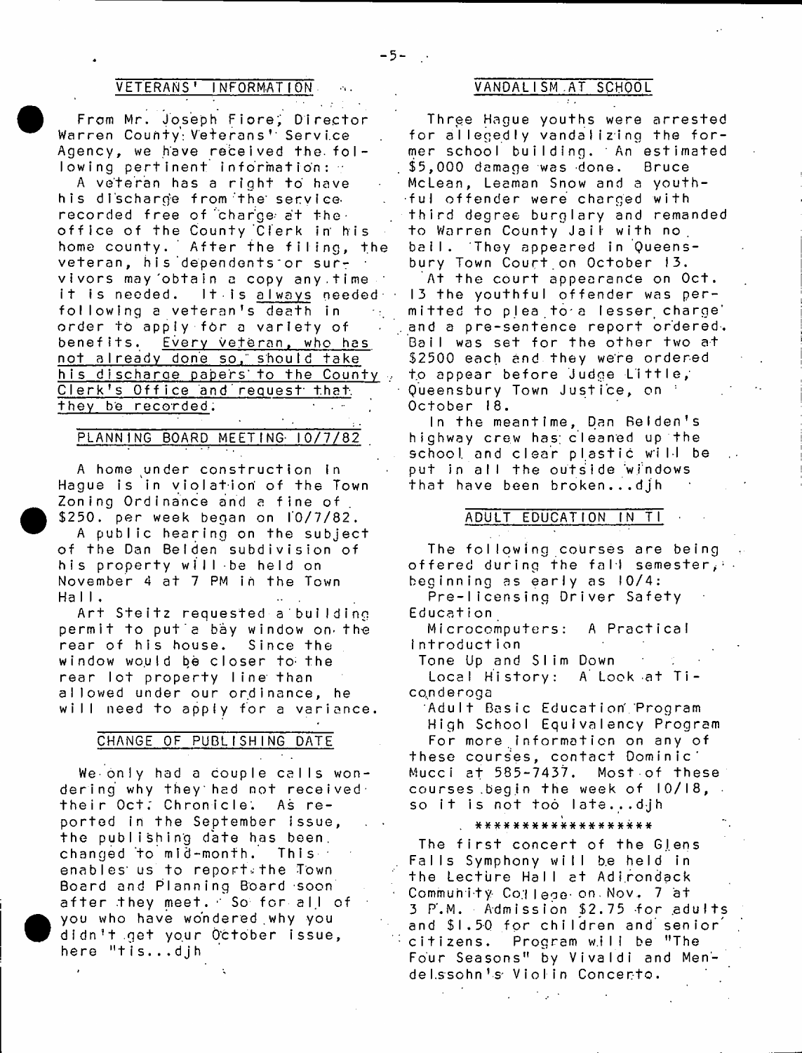## VETERANS' INFORMATION

From Mr. Joseph Fiore, Director Warren County Veterans' Service Agency, we have received the following pertinent information:

A veteran has a right to have his discharge from the service recorded free of charge at the office of the County Clerk in his home county. After the filing, the veteran, his dependents or survivors may obtain a copy any time it is needed. It is always needed following a veteran's death in order to apply for a variety of benefits. Every veteran, who has not already done so, should take his discharge papers to the County Clerk's Office and request that they be recorded.

## PLANNING BOARD MEETING 10/7/82

A home under construction in Hague is in violation of the Town Zoning Ordinance and a fine of $250. per week began on 10/7/82.

A public hearing on the subject of the Dan Belden subdivision of his property will be held on November 4 at 7 PM in the Town Hall.

Art Steitz requested a building permit to put a bay window on the rear of his house. Since the window would be closer to the rear lot property line than allowed under our ordinance, he will need to apply for a variance.

## CHANGE OF PUBLISHING DATE

We only had a couple calls wondering why they had not received their Oct. Chronicle. As reported in the September issue, the publishing date has been changed to mid-month. This enables us to report the Town Board and Planning Board soon after they meet. So for all of you who have wondered why you didn't get your October issue, here 'tis...djh

## VANDALISM AT SCHOOL

Three Hague youths were arrested for allegedly vandalizing the former school building. An estimated $5,000 damage was done. Bruce McLean, Leaman Snow and a youthful offender were charged with third degree burglary and remanded to Warren County Jail with no bail. They appeared in Queensbury Town Court on October 13.

At the court appearance on Oct. 13 the youthful offender was permitted to plea to a lesser charge and a pre-sentence report ordered. Bail was set for the other two at $2500 each and they were ordered to appear before Judge Little, Queensbury Town Justice, on October 18.

In the meantime, Dan Belden's highway crew has cleaned up the school and clear plastic will be put in all the outside windows that have been broken...djh

## ADULT EDUCATION IN TI

The following courses are being offered during the fall semester, beginning as early as 10/4:

Pre-licensing Driver Safety Education

Microcomputers: A Practical Introduction

Tone Up and Slim Down

Local History: A Look at Ticonderoga

Adult Basic Education Program

High School Equivalency Program

For more information on any of these courses, contact Dominic Mucci at 585-7437. Most of these courses begin the week of 10/18, so it is not too late...djh

\*\*\*\*\*\*\*\*\*\*\*\*\*\*\*\*\*\*

The first concert of the Glens Falls Symphony will be held in the Lecture Hall at Adirondack Community College on Nov. 7 at 3 P.M. Admission $2.75 for adults and $1.50 for children and senior citizens. Program will be "The Four Seasons" by Vivaldi and Mendelssohn's Violin Concerto.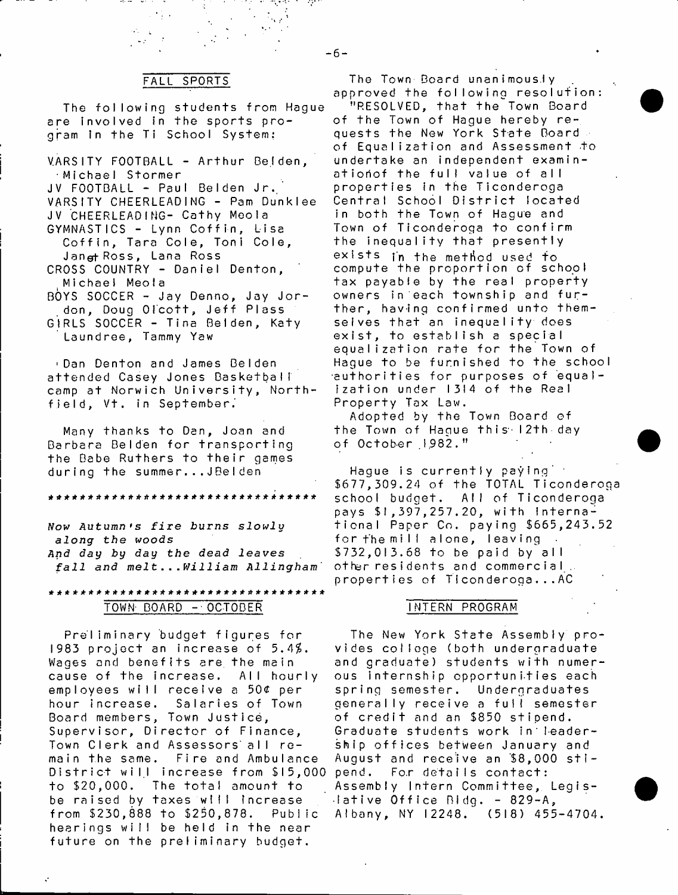## FALL SPORTS

The following students from Hague are involved in the sports program in the Ti School System:

VARSITY FOOTBALL - Arthur Belden, Michael Stormer
JV FOOTBALL - Paul Belden Jr.
VARSITY CHEERLEADING - Pam Dunklee
JV CHEERLEADING- Cathy Meola
GYMNASTICS - Lynn Coffin, Lisa Coffin, Tara Cole, Toni Cole, Janet Ross, Lana Ross
CROSS COUNTRY - Daniel Denton, Michael Meola
BOYS SOCCER - Jay Denno, Jay Jordon, Doug Olcott, Jeff Plass
GIRLS SOCCER - Tina Belden, Katy Laundree, Tammy Yaw

Dan Denton and James Belden attended Casey Jones Basketball camp at Norwich University, Northfield, Vt. in September.

Many thanks to Dan, Joan and Barbara Belden for transporting the Babe Ruthers to their games during the summer...JBelden

**********************************

*Now Autumn's fire burns slowly along the woods*
*And day by day the dead leaves fall and melt...William Allingham*

**********************************

## TOWN BOARD - OCTOBER

Preliminary budget figures for 1983 project an increase of 5.4%. Wages and benefits are the main cause of the increase. All hourly employees will receive a 50¢ per hour increase. Salaries of Town Board members, Town Justice, Supervisor, Director of Finance, Town Clerk and Assessors all remain the same. Fire and Ambulance District will increase from $15,000 to $20,000. The total amount to be raised by taxes will increase from $230,888 to $250,878. Public hearings will be held in the near future on the preliminary budget.

The Town Board unanimously approved the following resolution:

"RESOLVED, that the Town Board of the Town of Hague hereby requests the New York State Board of Equalization and Assessment to undertake an independent examination of the full value of all properties in the Ticonderoga Central School District located in both the Town of Hague and Town of Ticonderoga to confirm the inequality that presently exists in the method used to compute the proportion of school tax payable by the real property owners in each township and further, having confirmed unto themselves that an inequality does exist, to establish a special equalization rate for the Town of Hague to be furnished to the school authorities for purposes of equalization under 1314 of the Real Property Tax Law.

Adopted by the Town Board of the Town of Hague this 12th day of October 1982."

Hague is currently paying $677,309.24 of the TOTAL Ticonderoga school budget. All of Ticonderoga pays $1,397,257.20, with International Paper Co. paying $665,243.52 for the mill alone, leaving $732,013.68 to be paid by all other residents and commercial properties of Ticonderoga...AC

## INTERN PROGRAM

The New York State Assembly provides college (both undergraduate and graduate) students with numerous internship opportunities each spring semester. Undergraduates generally receive a full semester of credit and an $850 stipend. Graduate students work in leadership offices between January and August and receive an $8,000 stipend. For details contact: Assembly Intern Committee, Legislative Office Bldg. - 829-A, Albany, NY 12248. (518) 455-4704.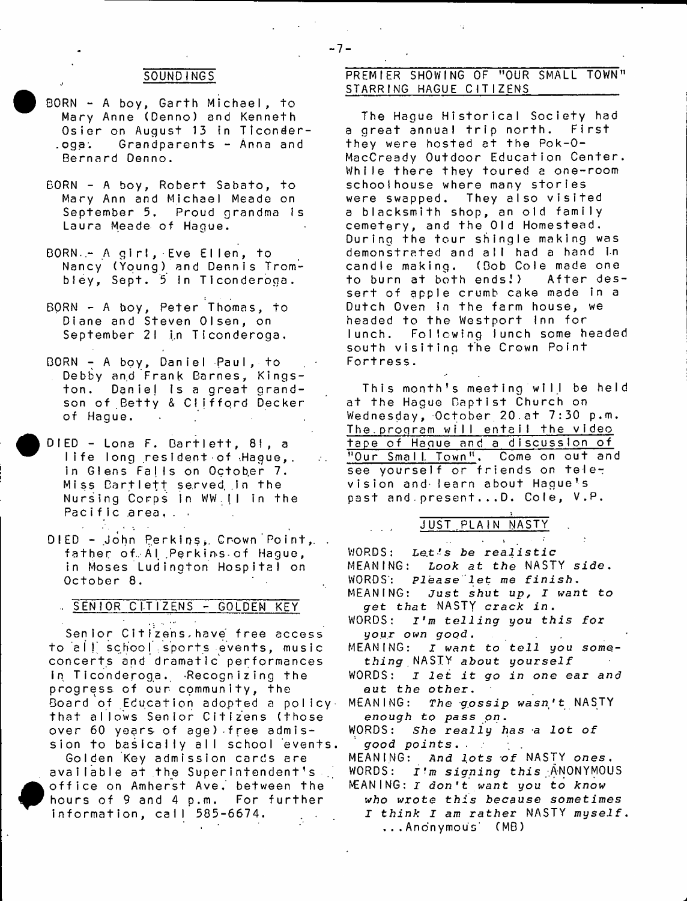## SOUNDINGS

BORN - A boy, Garth Michael, to Mary Anne (Denno) and Kenneth Osier on August 13 in Ticonderoga. Grandparents - Anna and Bernard Denno.

BORN - A boy, Robert Sabato, to Mary Ann and Michael Meade on September 5. Proud grandma is Laura Meade of Hague.

BORN - A girl, Eve Ellen, to Nancy (Young) and Dennis Trombley, Sept. 5 in Ticonderoga.

BORN - A boy, Peter Thomas, to Diane and Steven Olsen, on September 21 in Ticonderoga.

BORN - A boy, Daniel Paul, to Debby and Frank Barnes, Kingston. Daniel is a great grandson of Betty & Clifford Decker of Hague.

DIED - Lona F. Bartlett, 81, a life long resident of Hague, in Glens Falls on October 7. Miss Bartlett served in the Nursing Corps in WW II in the Pacific area...

DIED - John Perkins, Crown Point, father of Al Perkins of Hague, in Moses Ludington Hospital on October 8.

## SENIOR CITIZENS - GOLDEN KEY

Senior Citizens have free access to all school sports events, music concerts and dramatic performances in Ticonderoga. Recognizing the progress of our community, the Board of Education adopted a policy that allows Senior Citizens (those over 60 years of age) free admission to basically all school events.

Golden Key admission cards are available at the Superintendent's office on Amherst Ave. between the hours of 9 and 4 p.m. For further information, call 585-6674.

## PREMIER SHOWING OF "OUR SMALL TOWN" STARRING HAGUE CITIZENS

The Hague Historical Society had a great annual trip north. First they were hosted at the Pok-O-MacCready Outdoor Education Center. While there they toured a one-room schoolhouse where many stories were swapped. They also visited a blacksmith shop, an old family cemetery, and the Old Homestead. During the tour shingle making was demonstrated and all had a hand in candle making. (Bob Cole made one to burn at both ends!) After dessert of apple crumb cake made in a Dutch Oven in the farm house, we headed to the Westport Inn for lunch. Following lunch some headed south visiting the Crown Point Fortress.

This month's meeting will be held at the Hague Baptist Church on Wednesday, October 20 at 7:30 p.m. The program will entail the video tape of Hague and a discussion of "Our Small Town". Come on out and see yourself or friends on television and learn about Hague's past and present...D. Cole, V.P.

## JUST PLAIN NASTY

WORDS: *Let's be realistic*
MEANING: *Look at the* NASTY *side.*
WORDS: *Please let me finish.*
MEANING: *Just shut up, I want to get that* NASTY *crack in.*
WORDS: *I'm telling you this for your own good.*
MEANING: *I want to tell you something* NASTY *about yourself*
WORDS: *I let it go in one ear and out the other.*
MEANING: *The gossip wasn't* NASTY *enough to pass on.*
WORDS: *She really has a lot of good points.*
MEANING: *And lots of* NASTY *ones.*
WORDS: *I'm signing this* ANONYMOUS
MEANING: *I don't want you to know who wrote this because sometimes I think I am rather* NASTY *myself.*
...Anonymous (MB)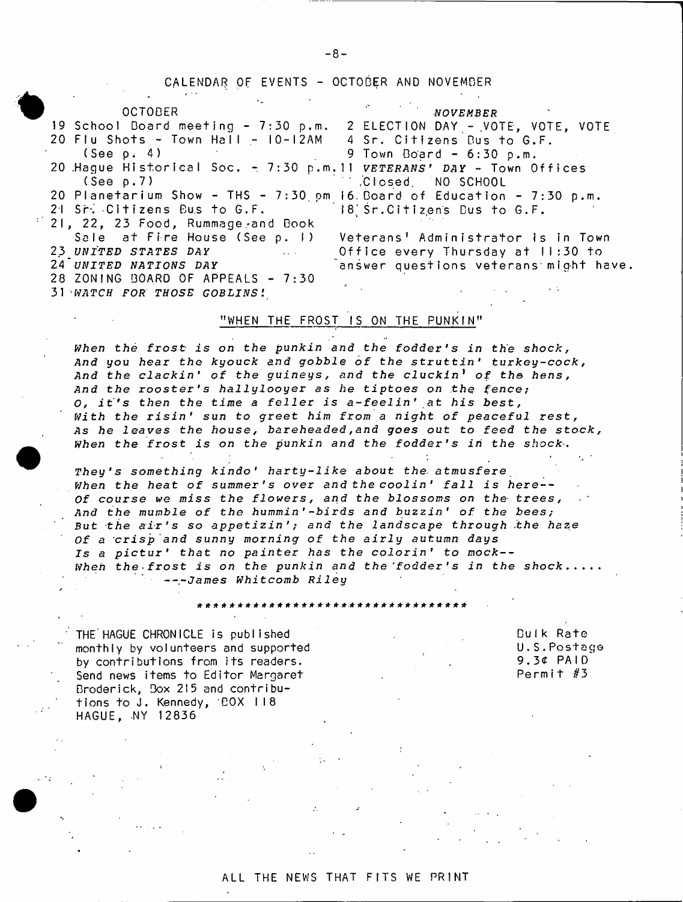## CALENDAR OF EVENTS - OCTOBER AND NOVEMBER

**OCTOBER**

19 School Board meeting - 7:30 p.m.
20 Flu Shots - Town Hall - 10-12AM (See p. 4)
20 Hague Historical Soc. - 7:30 p.m. (See p.7)
20 Planetarium Show - THS - 7:30 pm
21 Sr. Citizens Bus to G.F.
21, 22, 23 Food, Rummage and Book Sale at Fire House (See p. 1)
23 *UNITED STATES DAY*
24 *UNITED NATIONS DAY*
28 ZONING BOARD OF APPEALS - 7:30
31 *WATCH FOR THOSE GOBLINS!*

***NOVEMBER***

2 ELECTION DAY - VOTE, VOTE, VOTE
4 Sr. Citizens Bus to G.F.
9 Town Board - 6:30 p.m.
11 *VETERANS' DAY* - Town Offices Closed. NO SCHOOL
16 Board of Education - 7:30 p.m.
18 Sr.Citizens Bus to G.F.

Veterans' Administrator is in Town Office every Thursday at 11:30 to answer questions veterans might have.

## "WHEN THE FROST IS ON THE PUNKIN"

*When the frost is on the punkin and the fodder's in the shock,*
*And you hear the kyouck and gobble of the struttin' turkey-cock,*
*And the clackin' of the guineys, and the cluckin' of the hens,*
*And the rooster's hallylooyer as he tiptoes on the fence;*
*O, it's then the time a feller is a-feelin' at his best,*
*With the risin' sun to greet him from a night of peaceful rest,*
*As he leaves the house, bareheaded,and goes out to feed the stock,*
*When the frost is on the punkin and the fodder's in the shock.*

*They's something kindo' harty-like about the atmusfere*
*When the heat of summer's over and the coolin' fall is here--*
*Of course we miss the flowers, and the blossoms on the trees,*
*And the mumble of the hummin'-birds and buzzin' of the bees;*
*But the air's so appetizin'; and the landscape through the haze*
*Of a crisp and sunny morning of the airly autumn days*
*Is a pictur' that no painter has the colorin' to mock--*
*When the frost is on the punkin and the fodder's in the shock.....*

*---James Whitcomb Riley*

**********************************

THE HAGUE CHRONICLE is published monthly by volunteers and supported by contributions from its readers. Send news items to Editor Margaret Broderick, Box 215 and contributions to J. Kennedy, BOX 118 HAGUE, NY 12836

Bulk Rate
U.S.Postage
9.3¢ PAID
Permit #3

ALL THE NEWS THAT FITS WE PRINT